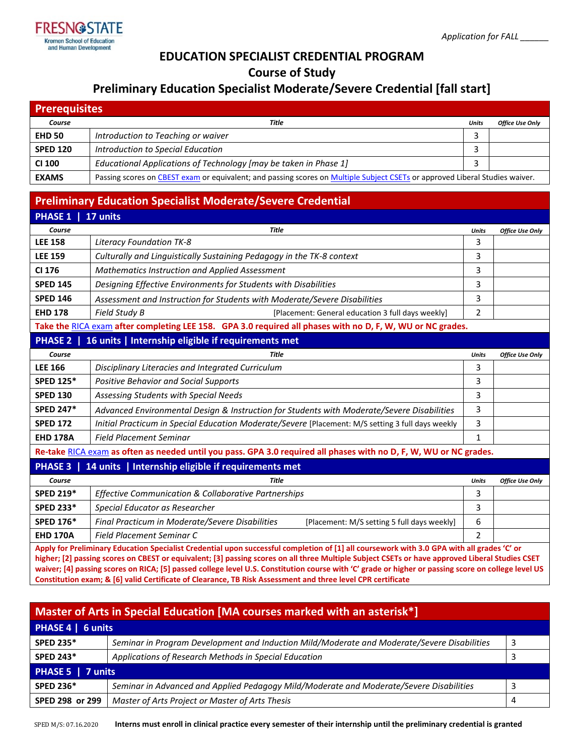FRESNO STATE
Kremen School of Education and Human Development

*Application for FALL ______*

# EDUCATION SPECIALIST CREDENTIAL PROGRAM

## Course of Study

## Preliminary Education Specialist Moderate/Severe Credential [fall start]

### Prerequisites

| *Course* | *Title* | *Units* | *Office Use Only* |
|---|---|---|---|
| **EHD 50** | *Introduction to Teaching or waiver* | 3 | |
| **SPED 120** | *Introduction to Special Education* | 3 | |
| **CI 100** | *Educational Applications of Technology [may be taken in Phase 1]* | 3 | |
| **EXAMS** | Passing scores on CBEST exam or equivalent; and passing scores on Multiple Subject CSETs or approved Liberal Studies waiver. | | |

### Preliminary Education Specialist Moderate/Severe Credential

#### PHASE 1 | 17 units

| *Course* | *Title* | *Units* | *Office Use Only* |
|---|---|---|---|
| **LEE 158** | *Literacy Foundation TK-8* | 3 | |
| **LEE 159** | *Culturally and Linguistically Sustaining Pedagogy in the TK-8 context* | 3 | |
| **CI 176** | *Mathematics Instruction and Applied Assessment* | 3 | |
| **SPED 145** | *Designing Effective Environments for Students with Disabilities* | 3 | |
| **SPED 146** | *Assessment and Instruction for Students with Moderate/Severe Disabilities* | 3 | |
| **EHD 178** | *Field Study B* [Placement: General education 3 full days weekly] | 2 | |

**Take the RICA exam after completing LEE 158. GPA 3.0 required all phases with no D, F, W, WU or NC grades.**

#### PHASE 2 | 16 units | Internship eligible if requirements met

| *Course* | *Title* | *Units* | *Office Use Only* |
|---|---|---|---|
| **LEE 166** | *Disciplinary Literacies and Integrated Curriculum* | 3 | |
| **SPED 125*** | *Positive Behavior and Social Supports* | 3 | |
| **SPED 130** | *Assessing Students with Special Needs* | 3 | |
| **SPED 247*** | *Advanced Environmental Design & Instruction for Students with Moderate/Severe Disabilities* | 3 | |
| **SPED 172** | *Initial Practicum in Special Education Moderate/Severe* [Placement: M/S setting 3 full days weekly | 3 | |
| **EHD 178A** | *Field Placement Seminar* | 1 | |

**Re-take RICA exam as often as needed until you pass. GPA 3.0 required all phases with no D, F, W, WU or NC grades.**

#### PHASE 3 | 14 units | Internship eligible if requirements met

| *Course* | *Title* | *Units* | *Office Use Only* |
|---|---|---|---|
| **SPED 219*** | *Effective Communication & Collaborative Partnerships* | 3 | |
| **SPED 233*** | *Special Educator as Researcher* | 3 | |
| **SPED 176*** | *Final Practicum in Moderate/Severe Disabilities* [Placement: M/S setting 5 full days weekly] | 6 | |
| **EHD 170A** | *Field Placement Seminar C* | 2 | |

**Apply for Preliminary Education Specialist Credential upon successful completion of [1] all coursework with 3.0 GPA with all grades 'C' or higher; [2] passing scores on CBEST or equivalent; [3] passing scores on all three Multiple Subject CSETs or have approved Liberal Studies CSET waiver; [4] passing scores on RICA; [5] passed college level U.S. Constitution course with 'C' grade or higher or passing score on college level US Constitution exam; & [6] valid Certificate of Clearance, TB Risk Assessment and three level CPR certificate**

### Master of Arts in Special Education [MA courses marked with an asterisk*]

#### PHASE 4 | 6 units

| | | |
|---|---|---|
| **SPED 235*** | *Seminar in Program Development and Induction Mild/Moderate and Moderate/Severe Disabilities* | 3 |
| **SPED 243*** | *Applications of Research Methods in Special Education* | 3 |

#### PHASE 5 | 7 units

| | | |
|---|---|---|
| **SPED 236*** | *Seminar in Advanced and Applied Pedagogy Mild/Moderate and Moderate/Severe Disabilities* | 3 |
| **SPED 298 or 299** | *Master of Arts Project or Master of Arts Thesis* | 4 |

SPED M/S: 07.16.2020

**Interns must enroll in clinical practice every semester of their internship until the preliminary credential is granted**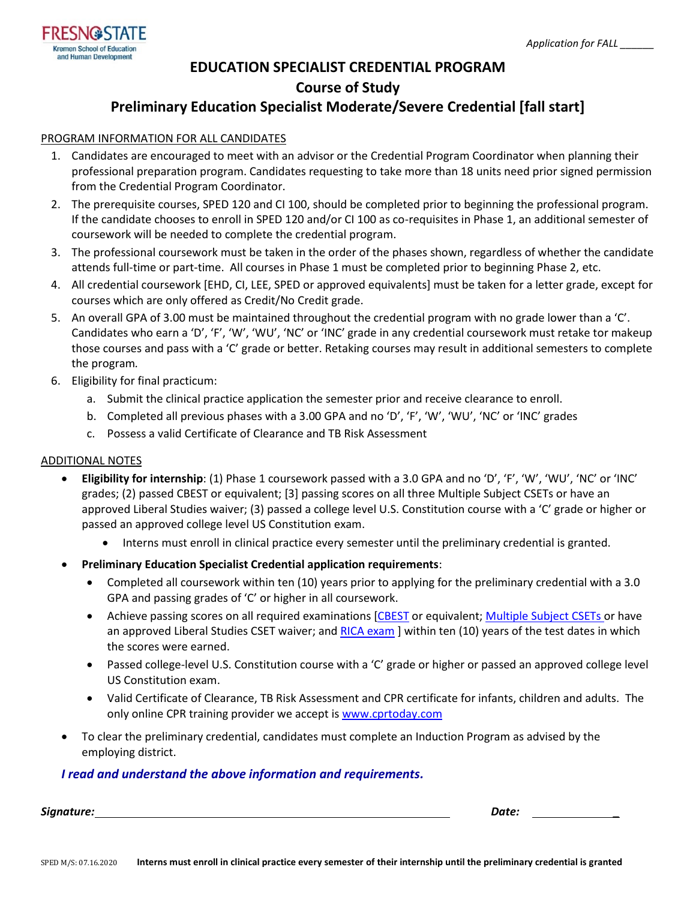Application for FALL ______

# EDUCATION SPECIALIST CREDENTIAL PROGRAM

## Course of Study

## Preliminary Education Specialist Moderate/Severe Credential [fall start]

PROGRAM INFORMATION FOR ALL CANDIDATES

1. Candidates are encouraged to meet with an advisor or the Credential Program Coordinator when planning their professional preparation program. Candidates requesting to take more than 18 units need prior signed permission from the Credential Program Coordinator.
2. The prerequisite courses, SPED 120 and CI 100, should be completed prior to beginning the professional program. If the candidate chooses to enroll in SPED 120 and/or CI 100 as co-requisites in Phase 1, an additional semester of coursework will be needed to complete the credential program.
3. The professional coursework must be taken in the order of the phases shown, regardless of whether the candidate attends full-time or part-time. All courses in Phase 1 must be completed prior to beginning Phase 2, etc.
4. All credential coursework [EHD, CI, LEE, SPED or approved equivalents] must be taken for a letter grade, except for courses which are only offered as Credit/No Credit grade.
5. An overall GPA of 3.00 must be maintained throughout the credential program with no grade lower than a 'C'. Candidates who earn a 'D', 'F', 'W', 'WU', 'NC' or 'INC' grade in any credential coursework must retake tor makeup those courses and pass with a 'C' grade or better. Retaking courses may result in additional semesters to complete the program.
6. Eligibility for final practicum:
   a. Submit the clinical practice application the semester prior and receive clearance to enroll.
   b. Completed all previous phases with a 3.00 GPA and no 'D', 'F', 'W', 'WU', 'NC' or 'INC' grades
   c. Possess a valid Certificate of Clearance and TB Risk Assessment

ADDITIONAL NOTES

- **Eligibility for internship**: (1) Phase 1 coursework passed with a 3.0 GPA and no 'D', 'F', 'W', 'WU', 'NC' or 'INC' grades; (2) passed CBEST or equivalent; [3] passing scores on all three Multiple Subject CSETs or have an approved Liberal Studies waiver; (3) passed a college level U.S. Constitution course with a 'C' grade or higher or passed an approved college level US Constitution exam.
  - Interns must enroll in clinical practice every semester until the preliminary credential is granted.
- **Preliminary Education Specialist Credential application requirements**:
  - Completed all coursework within ten (10) years prior to applying for the preliminary credential with a 3.0 GPA and passing grades of 'C' or higher in all coursework.
  - Achieve passing scores on all required examinations [CBEST or equivalent; Multiple Subject CSETs or have an approved Liberal Studies CSET waiver; and RICA exam ] within ten (10) years of the test dates in which the scores were earned.
  - Passed college-level U.S. Constitution course with a 'C' grade or higher or passed an approved college level US Constitution exam.
  - Valid Certificate of Clearance, TB Risk Assessment and CPR certificate for infants, children and adults. The only online CPR training provider we accept is www.cprtoday.com
- To clear the preliminary credential, candidates must complete an Induction Program as advised by the employing district.

***I read and understand the above information and requirements.***

***Signature:*** ______________________________ ***Date:*** ______________

**Interns must enroll in clinical practice every semester of their internship until the preliminary credential is granted**